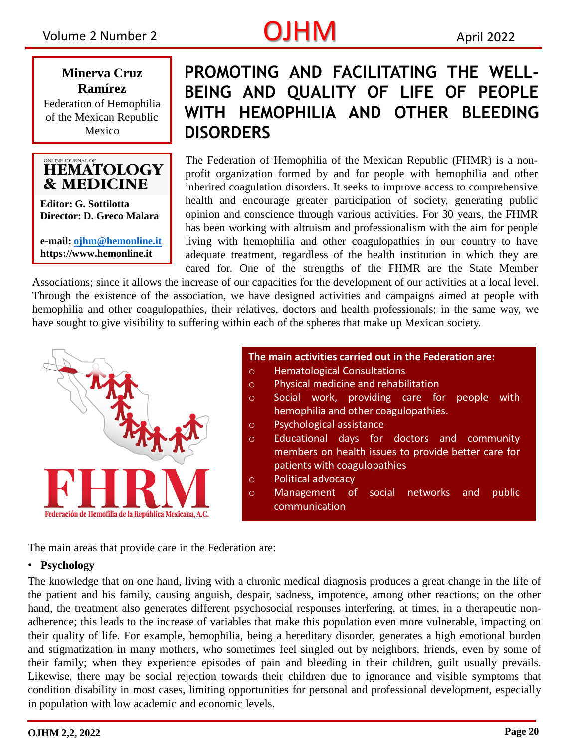**Minerva Cruz Ramírez**
Federation of Hemophilia of the Mexican Republic
Mexico

ONLINE JOURNAL OF
**HEMATOLOGY & MEDICINE**

**Editor: G. Sottilotta**
**Director: D. Greco Malara**

**e-mail: ojhm@hemonline.it**
**https://www.hemonline.it**

# PROMOTING AND FACILITATING THE WELL-BEING AND QUALITY OF LIFE OF PEOPLE WITH HEMOPHILIA AND OTHER BLEEDING DISORDERS

The Federation of Hemophilia of the Mexican Republic (FHMR) is a non-profit organization formed by and for people with hemophilia and other inherited coagulation disorders. It seeks to improve access to comprehensive health and encourage greater participation of society, generating public opinion and conscience through various activities. For 30 years, the FHMR has been working with altruism and professionalism with the aim for people living with hemophilia and other coagulopathies in our country to have adequate treatment, regardless of the health institution in which they are cared for. One of the strengths of the FHMR are the State Member Associations; since it allows the increase of our capacities for the development of our activities at a local level. Through the existence of the association, we have designed activities and campaigns aimed at people with hemophilia and other coagulopathies, their relatives, doctors and health professionals; in the same way, we have sought to give visibility to suffering within each of the spheres that make up Mexican society.

FHRM
Federación de Hemofilia de la República Mexicana, A.C.

**The main activities carried out in the Federation are:**

- Hematological Consultations
- Physical medicine and rehabilitation
- Social work, providing care for people with hemophilia and other coagulopathies.
- Psychological assistance
- Educational days for doctors and community members on health issues to provide better care for patients with coagulopathies
- Political advocacy
- Management of social networks and public communication

The main areas that provide care in the Federation are:

- **Psychology**

The knowledge that on one hand, living with a chronic medical diagnosis produces a great change in the life of the patient and his family, causing anguish, despair, sadness, impotence, among other reactions; on the other hand, the treatment also generates different psychosocial responses interfering, at times, in a therapeutic non-adherence; this leads to the increase of variables that make this population even more vulnerable, impacting on their quality of life. For example, hemophilia, being a hereditary disorder, generates a high emotional burden and stigmatization in many mothers, who sometimes feel singled out by neighbors, friends, even by some of their family; when they experience episodes of pain and bleeding in their children, guilt usually prevails. Likewise, there may be social rejection towards their children due to ignorance and visible symptoms that condition disability in most cases, limiting opportunities for personal and professional development, especially in population with low academic and economic levels.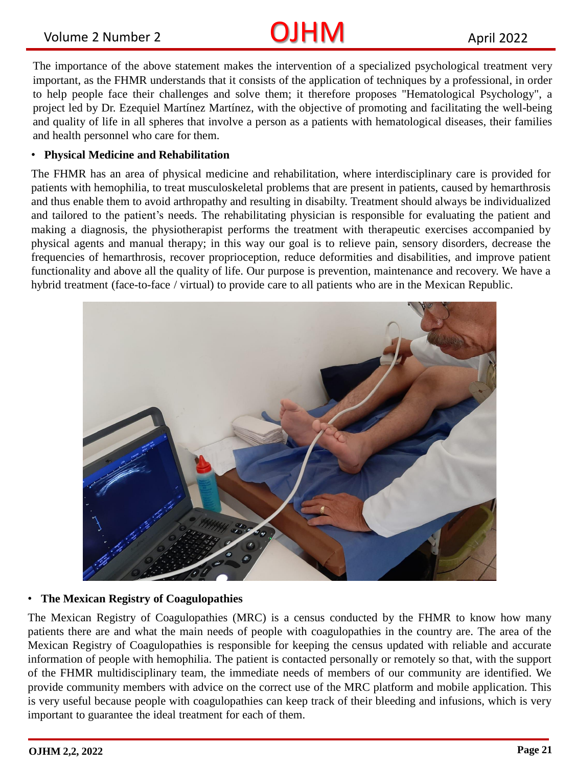The importance of the above statement makes the intervention of a specialized psychological treatment very important, as the FHMR understands that it consists of the application of techniques by a professional, in order to help people face their challenges and solve them; it therefore proposes "Hematological Psychology", a project led by Dr. Ezequiel Martínez Martínez, with the objective of promoting and facilitating the well-being and quality of life in all spheres that involve a person as a patients with hematological diseases, their families and health personnel who care for them.

- **Physical Medicine and Rehabilitation**

The FHMR has an area of physical medicine and rehabilitation, where interdisciplinary care is provided for patients with hemophilia, to treat musculoskeletal problems that are present in patients, caused by hemarthrosis and thus enable them to avoid arthropathy and resulting in disabilty. Treatment should always be individualized and tailored to the patient's needs. The rehabilitating physician is responsible for evaluating the patient and making a diagnosis, the physiotherapist performs the treatment with therapeutic exercises accompanied by physical agents and manual therapy; in this way our goal is to relieve pain, sensory disorders, decrease the frequencies of hemarthrosis, recover proprioception, reduce deformities and disabilities, and improve patient functionality and above all the quality of life. Our purpose is prevention, maintenance and recovery. We have a hybrid treatment (face-to-face / virtual) to provide care to all patients who are in the Mexican Republic.

- **The Mexican Registry of Coagulopathies**

The Mexican Registry of Coagulopathies (MRC) is a census conducted by the FHMR to know how many patients there are and what the main needs of people with coagulopathies in the country are. The area of the Mexican Registry of Coagulopathies is responsible for keeping the census updated with reliable and accurate information of people with hemophilia. The patient is contacted personally or remotely so that, with the support of the FHMR multidisciplinary team, the immediate needs of members of our community are identified. We provide community members with advice on the correct use of the MRC platform and mobile application. This is very useful because people with coagulopathies can keep track of their bleeding and infusions, which is very important to guarantee the ideal treatment for each of them.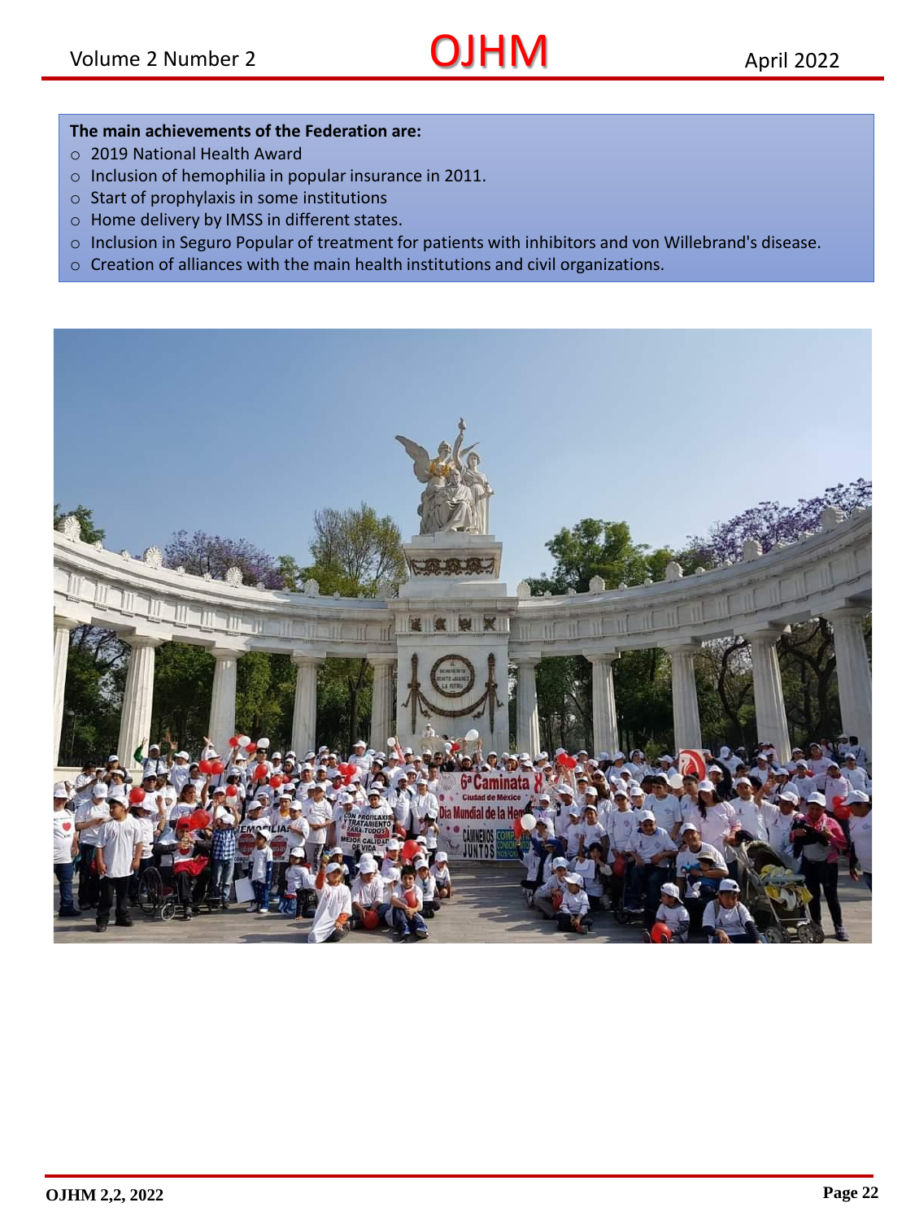**The main achievements of the Federation are:**

- 2019 National Health Award
- Inclusion of hemophilia in popular insurance in 2011.
- Start of prophylaxis in some institutions
- Home delivery by IMSS in different states.
- Inclusion in Seguro Popular of treatment for patients with inhibitors and von Willebrand's disease.
- Creation of alliances with the main health institutions and civil organizations.